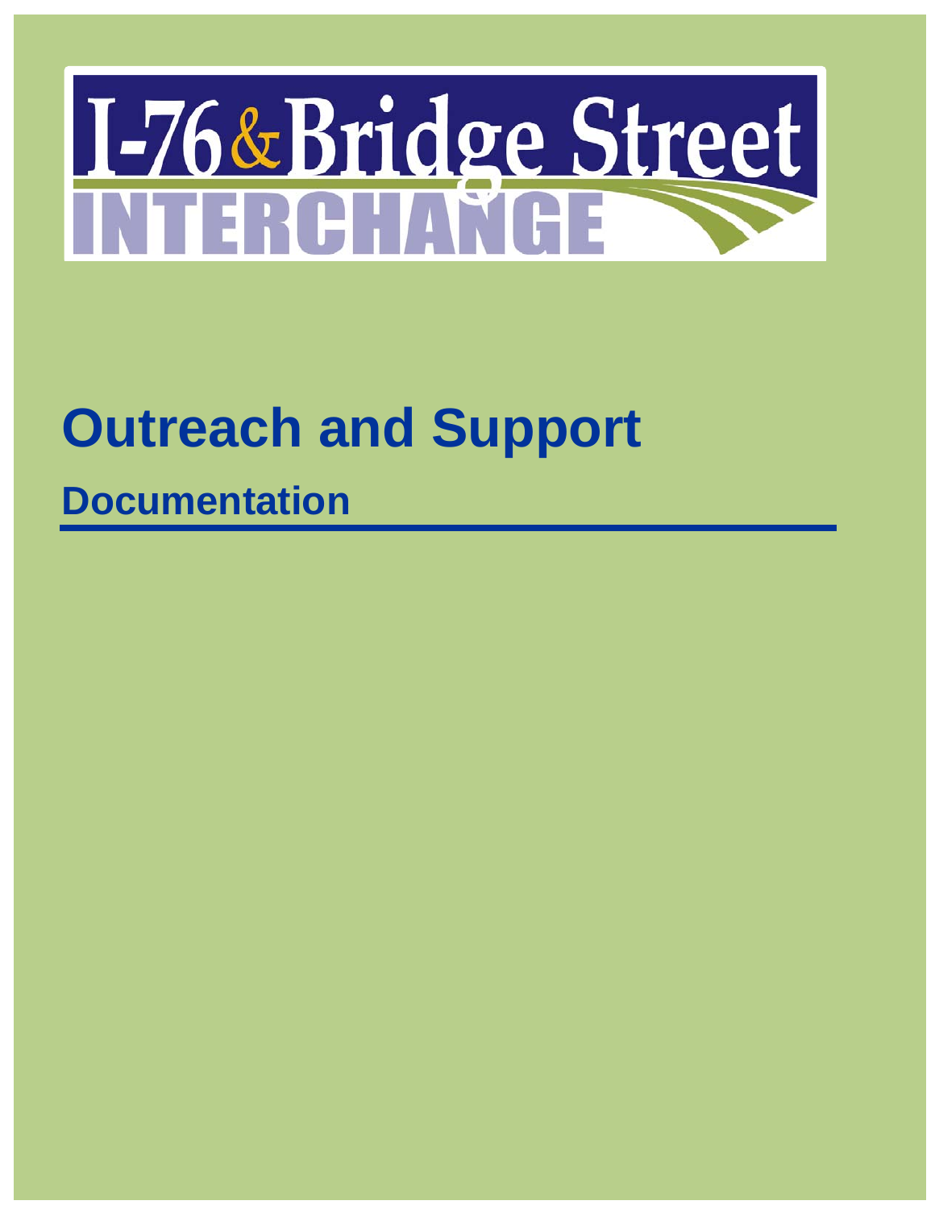# I-76 & Bridge Street INTERCHANGE

# Outreach and Support

## Documentation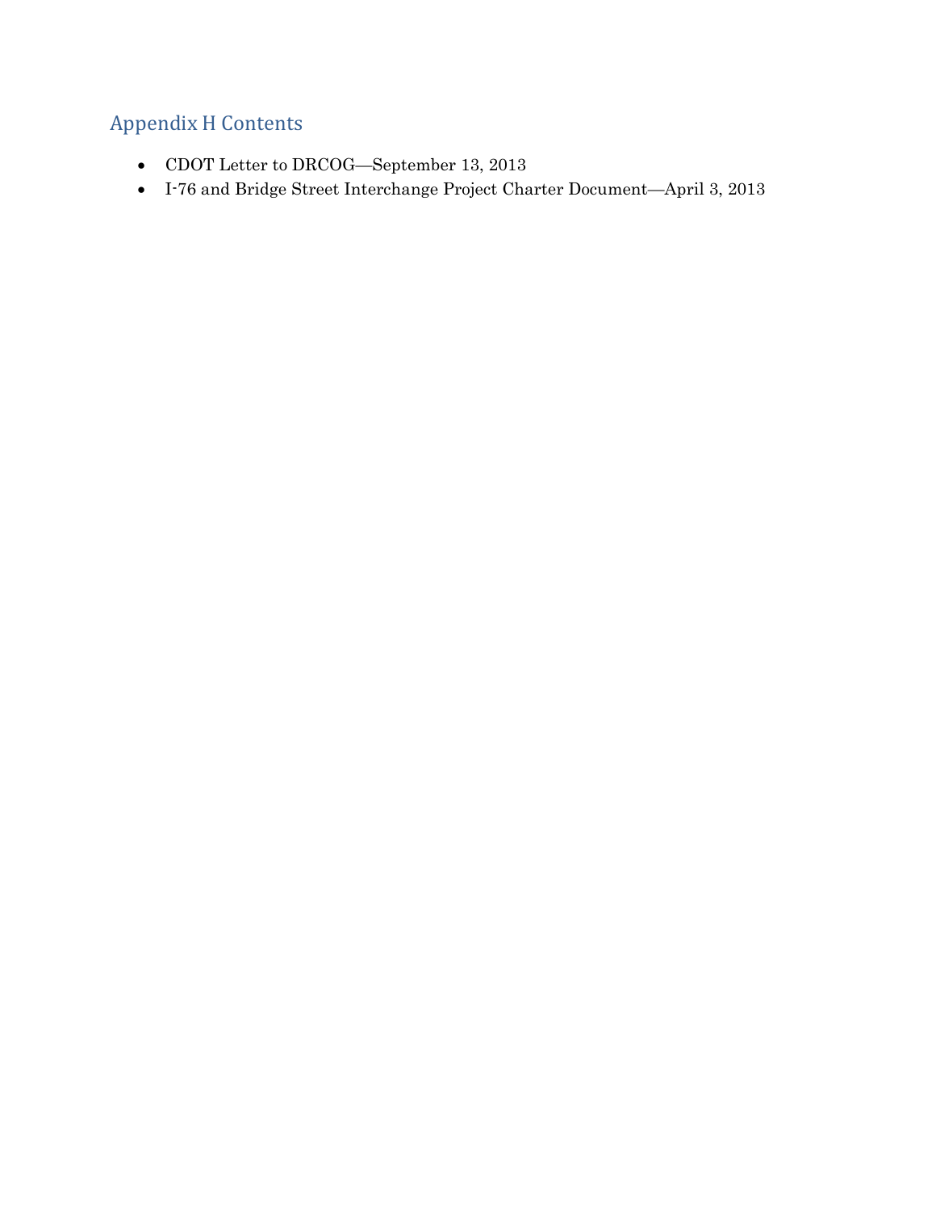## Appendix H Contents

- CDOT Letter to DRCOG—September 13, 2013
- I-76 and Bridge Street Interchange Project Charter Document—April 3, 2013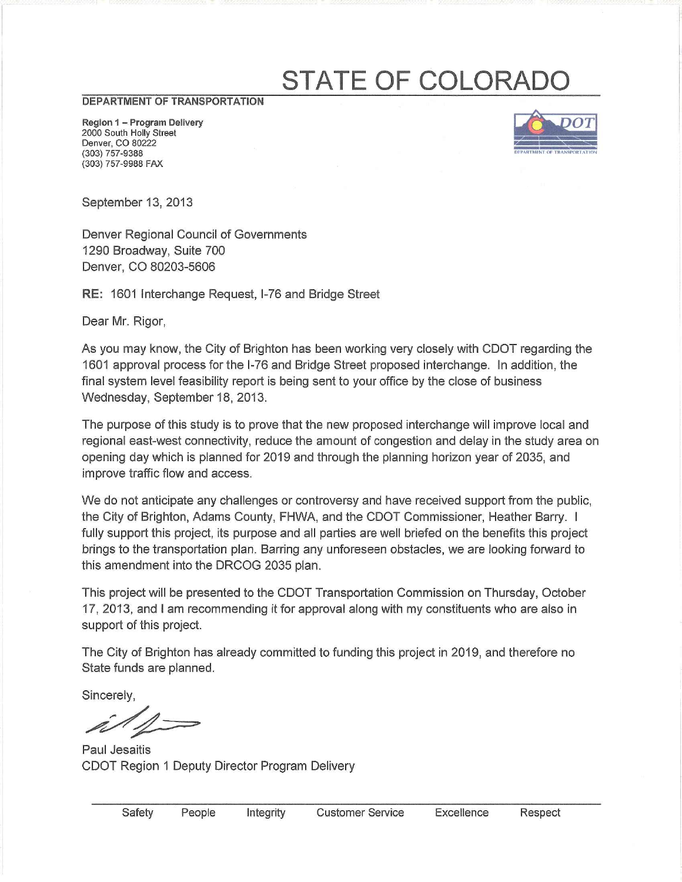# STATE OF COLORADO

**DEPARTMENT OF TRANSPORTATION**

**Region 1 – Program Delivery**
2000 South Holly Street
Denver, CO 80222
(303) 757-9388
(303) 757-9988 FAX

September 13, 2013

Denver Regional Council of Governments
1290 Broadway, Suite 700
Denver, CO 80203-5606

**RE:** 1601 Interchange Request, I-76 and Bridge Street

Dear Mr. Rigor,

As you may know, the City of Brighton has been working very closely with CDOT regarding the 1601 approval process for the I-76 and Bridge Street proposed interchange. In addition, the final system level feasibility report is being sent to your office by the close of business Wednesday, September 18, 2013.

The purpose of this study is to prove that the new proposed interchange will improve local and regional east-west connectivity, reduce the amount of congestion and delay in the study area on opening day which is planned for 2019 and through the planning horizon year of 2035, and improve traffic flow and access.

We do not anticipate any challenges or controversy and have received support from the public, the City of Brighton, Adams County, FHWA, and the CDOT Commissioner, Heather Barry. I fully support this project, its purpose and all parties are well briefed on the benefits this project brings to the transportation plan. Barring any unforeseen obstacles, we are looking forward to this amendment into the DRCOG 2035 plan.

This project will be presented to the CDOT Transportation Commission on Thursday, October 17, 2013, and I am recommending it for approval along with my constituents who are also in support of this project.

The City of Brighton has already committed to funding this project in 2019, and therefore no State funds are planned.

Sincerely,

Paul Jesaitis
CDOT Region 1 Deputy Director Program Delivery

Safety People Integrity Customer Service Excellence Respect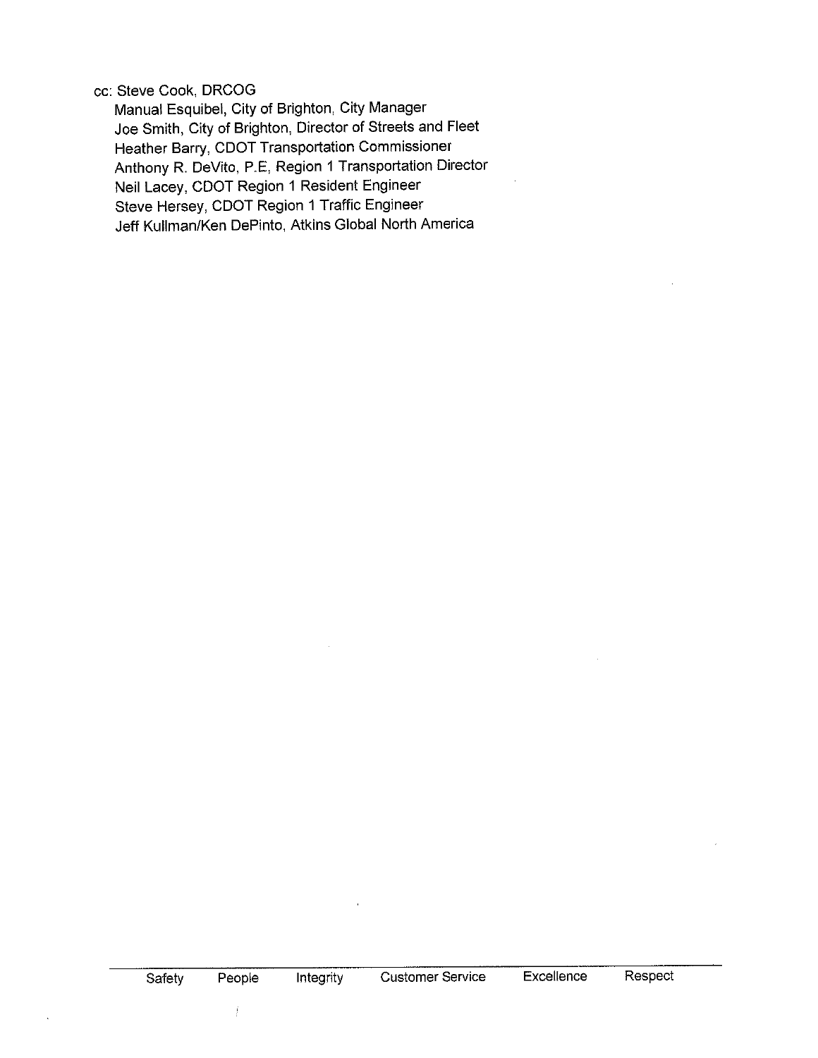cc: Steve Cook, DRCOG
Manual Esquibel, City of Brighton, City Manager
Joe Smith, City of Brighton, Director of Streets and Fleet
Heather Barry, CDOT Transportation Commissioner
Anthony R. DeVito, P.E, Region 1 Transportation Director
Neil Lacey, CDOT Region 1 Resident Engineer
Steve Hersey, CDOT Region 1 Traffic Engineer
Jeff Kullman/Ken DePinto, Atkins Global North America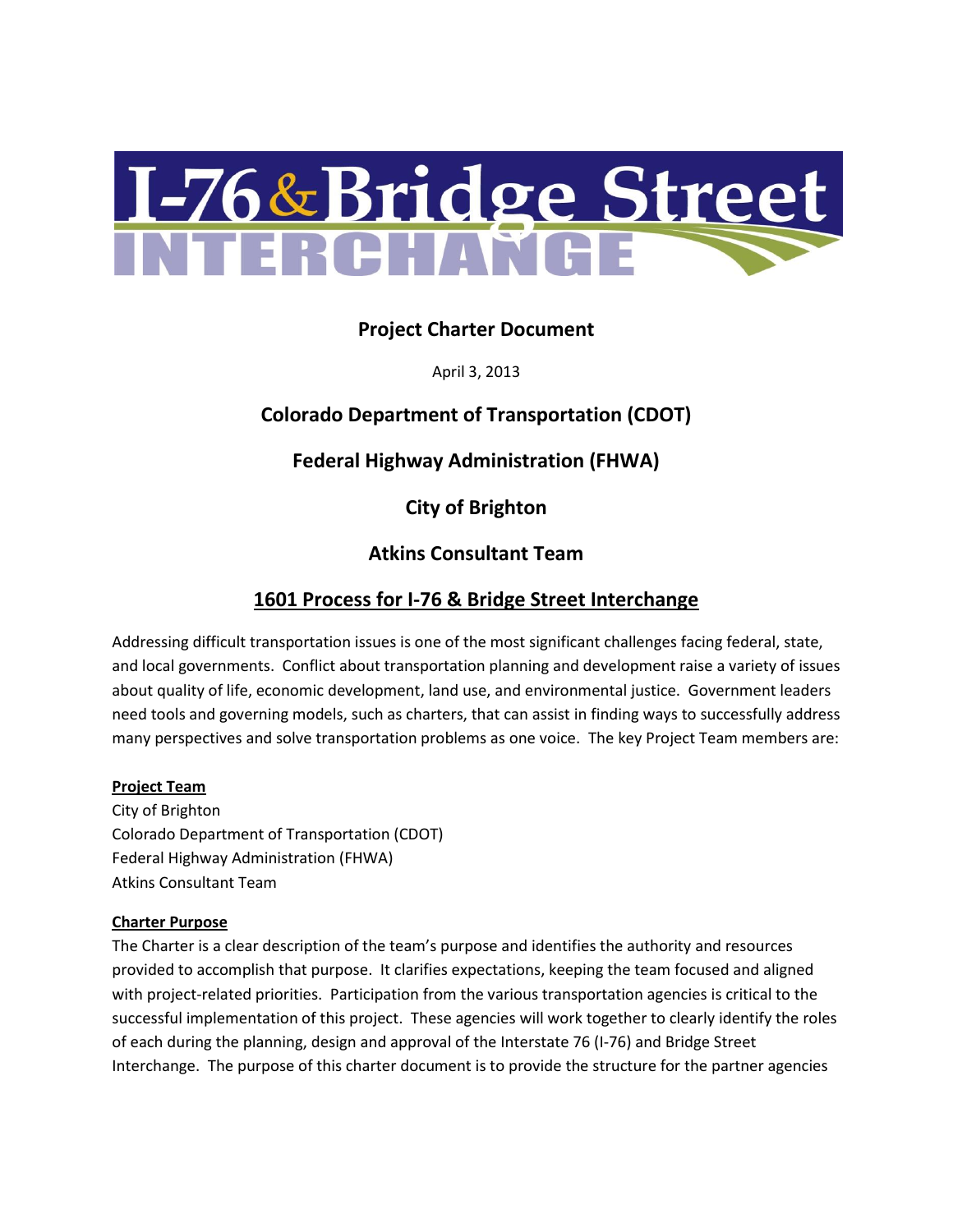# I-76 & Bridge Street INTERCHANGE

## Project Charter Document

April 3, 2013

## Colorado Department of Transportation (CDOT)

## Federal Highway Administration (FHWA)

## City of Brighton

## Atkins Consultant Team

## 1601 Process for I-76 & Bridge Street Interchange

Addressing difficult transportation issues is one of the most significant challenges facing federal, state, and local governments. Conflict about transportation planning and development raise a variety of issues about quality of life, economic development, land use, and environmental justice. Government leaders need tools and governing models, such as charters, that can assist in finding ways to successfully address many perspectives and solve transportation problems as one voice. The key Project Team members are:

**Project Team**

City of Brighton
Colorado Department of Transportation (CDOT)
Federal Highway Administration (FHWA)
Atkins Consultant Team

**Charter Purpose**

The Charter is a clear description of the team's purpose and identifies the authority and resources provided to accomplish that purpose. It clarifies expectations, keeping the team focused and aligned with project-related priorities. Participation from the various transportation agencies is critical to the successful implementation of this project. These agencies will work together to clearly identify the roles of each during the planning, design and approval of the Interstate 76 (I-76) and Bridge Street Interchange. The purpose of this charter document is to provide the structure for the partner agencies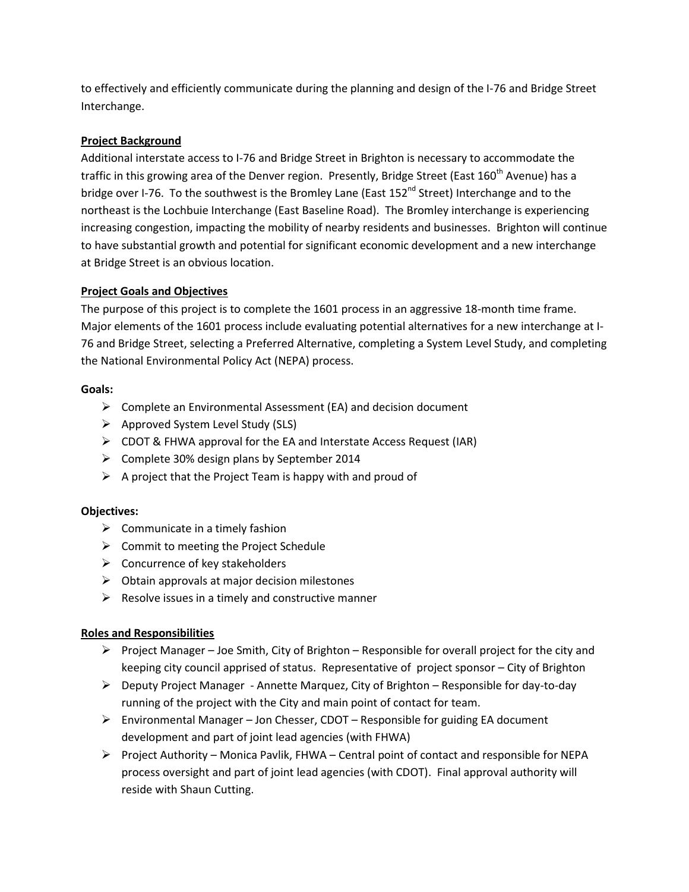to effectively and efficiently communicate during the planning and design of the I-76 and Bridge Street Interchange.

**Project Background**

Additional interstate access to I-76 and Bridge Street in Brighton is necessary to accommodate the traffic in this growing area of the Denver region. Presently, Bridge Street (East 160th Avenue) has a bridge over I-76. To the southwest is the Bromley Lane (East 152nd Street) Interchange and to the northeast is the Lochbuie Interchange (East Baseline Road). The Bromley interchange is experiencing increasing congestion, impacting the mobility of nearby residents and businesses. Brighton will continue to have substantial growth and potential for significant economic development and a new interchange at Bridge Street is an obvious location.

**Project Goals and Objectives**

The purpose of this project is to complete the 1601 process in an aggressive 18-month time frame. Major elements of the 1601 process include evaluating potential alternatives for a new interchange at I-76 and Bridge Street, selecting a Preferred Alternative, completing a System Level Study, and completing the National Environmental Policy Act (NEPA) process.

**Goals:**

- Complete an Environmental Assessment (EA) and decision document
- Approved System Level Study (SLS)
- CDOT & FHWA approval for the EA and Interstate Access Request (IAR)
- Complete 30% design plans by September 2014
- A project that the Project Team is happy with and proud of

**Objectives:**

- Communicate in a timely fashion
- Commit to meeting the Project Schedule
- Concurrence of key stakeholders
- Obtain approvals at major decision milestones
- Resolve issues in a timely and constructive manner

**Roles and Responsibilities**

- Project Manager – Joe Smith, City of Brighton – Responsible for overall project for the city and keeping city council apprised of status. Representative of project sponsor – City of Brighton
- Deputy Project Manager - Annette Marquez, City of Brighton – Responsible for day-to-day running of the project with the City and main point of contact for team.
- Environmental Manager – Jon Chesser, CDOT – Responsible for guiding EA document development and part of joint lead agencies (with FHWA)
- Project Authority – Monica Pavlik, FHWA – Central point of contact and responsible for NEPA process oversight and part of joint lead agencies (with CDOT). Final approval authority will reside with Shaun Cutting.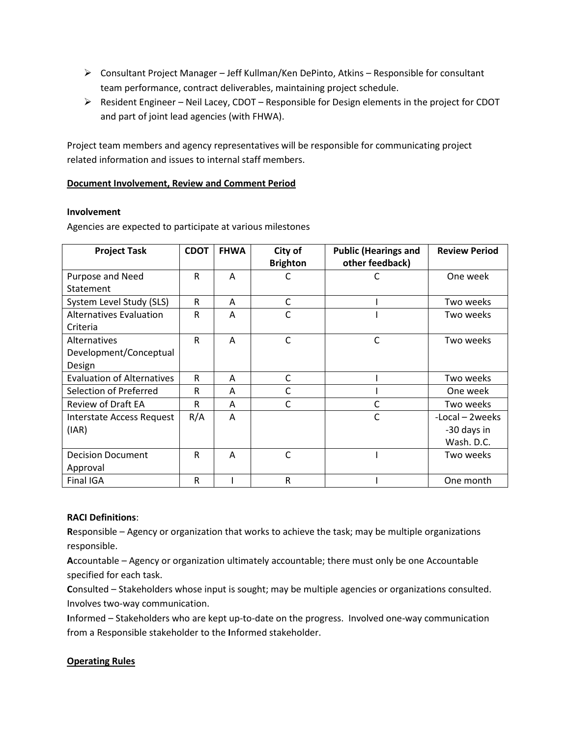- ➢ Consultant Project Manager – Jeff Kullman/Ken DePinto, Atkins – Responsible for consultant team performance, contract deliverables, maintaining project schedule.
- ➢ Resident Engineer – Neil Lacey, CDOT – Responsible for Design elements in the project for CDOT and part of joint lead agencies (with FHWA).

Project team members and agency representatives will be responsible for communicating project related information and issues to internal staff members.

**Document Involvement, Review and Comment Period**

**Involvement**

Agencies are expected to participate at various milestones

| Project Task | CDOT | FHWA | City of Brighton | Public (Hearings and other feedback) | Review Period |
|---|---|---|---|---|---|
| Purpose and Need Statement | R | A | C | C | One week |
| System Level Study (SLS) | R | A | C | I | Two weeks |
| Alternatives Evaluation Criteria | R | A | C | I | Two weeks |
| Alternatives Development/Conceptual Design | R | A | C | C | Two weeks |
| Evaluation of Alternatives | R | A | C | I | Two weeks |
| Selection of Preferred | R | A | C | I | One week |
| Review of Draft EA | R | A | C | C | Two weeks |
| Interstate Access Request (IAR) | R/A | A | | C | -Local – 2weeks -30 days in Wash. D.C. |
| Decision Document Approval | R | A | C | I | Two weeks |
| Final IGA | R | I | R | I | One month |

**RACI Definitions**:

**R**esponsible – Agency or organization that works to achieve the task; may be multiple organizations responsible.

**A**ccountable – Agency or organization ultimately accountable; there must only be one Accountable specified for each task.

**C**onsulted – Stakeholders whose input is sought; may be multiple agencies or organizations consulted. Involves two-way communication.

**I**nformed – Stakeholders who are kept up-to-date on the progress. Involved one-way communication from a Responsible stakeholder to the **I**nformed stakeholder.

**Operating Rules**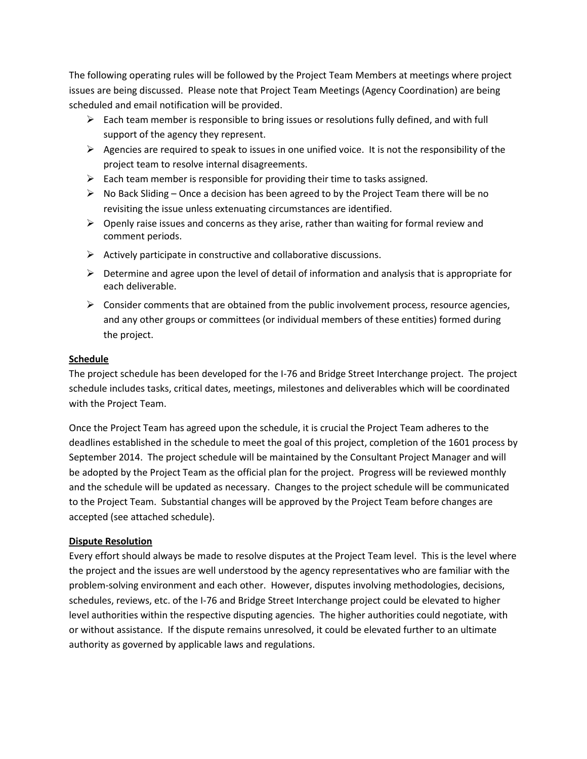The following operating rules will be followed by the Project Team Members at meetings where project issues are being discussed. Please note that Project Team Meetings (Agency Coordination) are being scheduled and email notification will be provided.

- Each team member is responsible to bring issues or resolutions fully defined, and with full support of the agency they represent.
- Agencies are required to speak to issues in one unified voice. It is not the responsibility of the project team to resolve internal disagreements.
- Each team member is responsible for providing their time to tasks assigned.
- No Back Sliding – Once a decision has been agreed to by the Project Team there will be no revisiting the issue unless extenuating circumstances are identified.
- Openly raise issues and concerns as they arise, rather than waiting for formal review and comment periods.
- Actively participate in constructive and collaborative discussions.
- Determine and agree upon the level of detail of information and analysis that is appropriate for each deliverable.
- Consider comments that are obtained from the public involvement process, resource agencies, and any other groups or committees (or individual members of these entities) formed during the project.

**Schedule**

The project schedule has been developed for the I-76 and Bridge Street Interchange project. The project schedule includes tasks, critical dates, meetings, milestones and deliverables which will be coordinated with the Project Team.

Once the Project Team has agreed upon the schedule, it is crucial the Project Team adheres to the deadlines established in the schedule to meet the goal of this project, completion of the 1601 process by September 2014. The project schedule will be maintained by the Consultant Project Manager and will be adopted by the Project Team as the official plan for the project. Progress will be reviewed monthly and the schedule will be updated as necessary. Changes to the project schedule will be communicated to the Project Team. Substantial changes will be approved by the Project Team before changes are accepted (see attached schedule).

**Dispute Resolution**

Every effort should always be made to resolve disputes at the Project Team level. This is the level where the project and the issues are well understood by the agency representatives who are familiar with the problem-solving environment and each other. However, disputes involving methodologies, decisions, schedules, reviews, etc. of the I-76 and Bridge Street Interchange project could be elevated to higher level authorities within the respective disputing agencies. The higher authorities could negotiate, with or without assistance. If the dispute remains unresolved, it could be elevated further to an ultimate authority as governed by applicable laws and regulations.